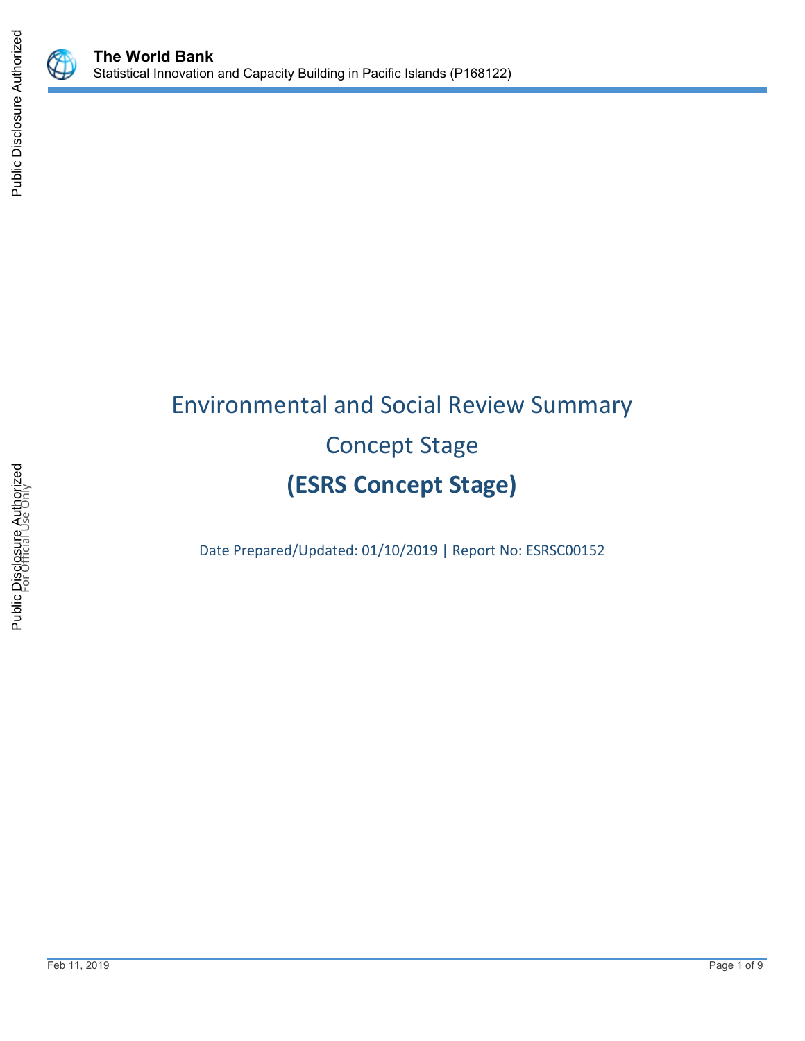The World Bank
Statistical Innovation and Capacity Building in Pacific Islands (P168122)

# Environmental and Social Review Summary

## Concept Stage

## (ESRS Concept Stage)

Date Prepared/Updated: 01/10/2019 | Report No: ESRSC00152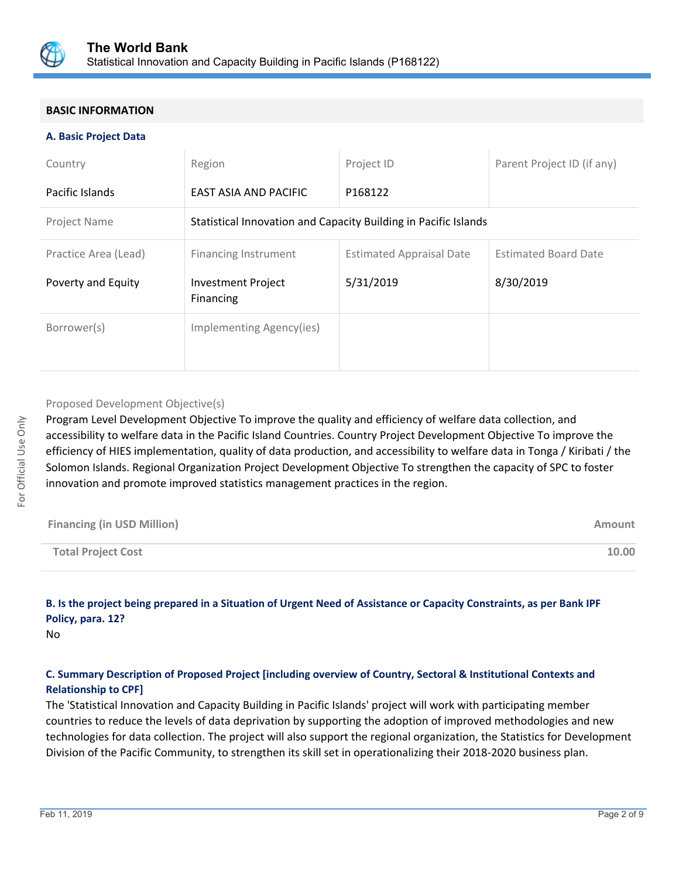## BASIC INFORMATION

### A. Basic Project Data

| Country | Region | Project ID | Parent Project ID (if any) |
|---|---|---|---|
| Pacific Islands | EAST ASIA AND PACIFIC | P168122 | |
| Project Name | Statistical Innovation and Capacity Building in Pacific Islands | | |
| Practice Area (Lead) | Financing Instrument | Estimated Appraisal Date | Estimated Board Date |
| Poverty and Equity | Investment Project Financing | 5/31/2019 | 8/30/2019 |
| Borrower(s) | Implementing Agency(ies) | | |

Proposed Development Objective(s)

Program Level Development Objective To improve the quality and efficiency of welfare data collection, and accessibility to welfare data in the Pacific Island Countries. Country Project Development Objective To improve the efficiency of HIES implementation, quality of data production, and accessibility to welfare data in Tonga / Kiribati / the Solomon Islands. Regional Organization Project Development Objective To strengthen the capacity of SPC to foster innovation and promote improved statistics management practices in the region.

| Financing (in USD Million) | Amount |
|---|---|
| Total Project Cost | 10.00 |

### B. Is the project being prepared in a Situation of Urgent Need of Assistance or Capacity Constraints, as per Bank IPF Policy, para. 12?

No

### C. Summary Description of Proposed Project [including overview of Country, Sectoral & Institutional Contexts and Relationship to CPF]

The 'Statistical Innovation and Capacity Building in Pacific Islands' project will work with participating member countries to reduce the levels of data deprivation by supporting the adoption of improved methodologies and new technologies for data collection. The project will also support the regional organization, the Statistics for Development Division of the Pacific Community, to strengthen its skill set in operationalizing their 2018-2020 business plan.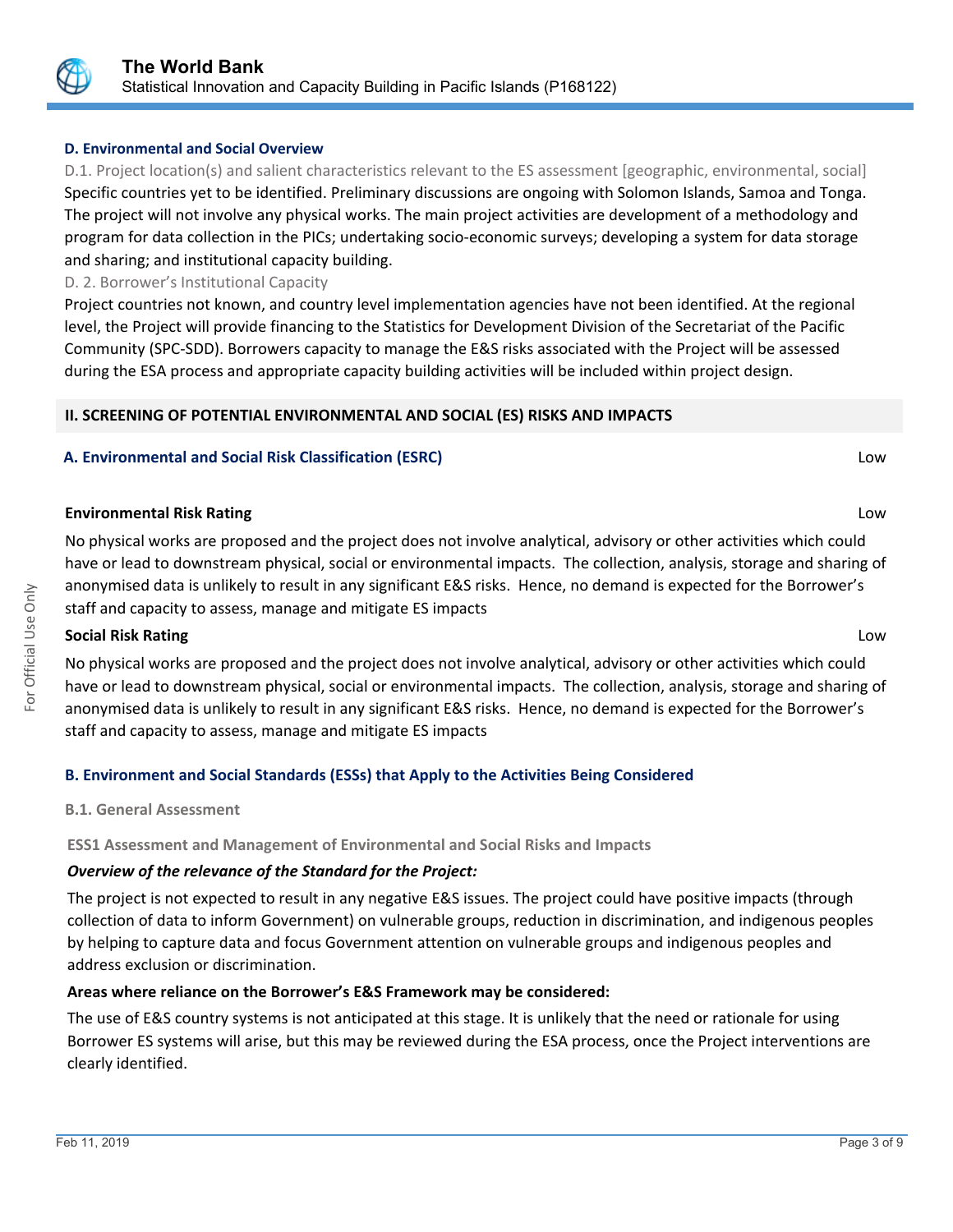### D. Environmental and Social Overview

D.1. Project location(s) and salient characteristics relevant to the ES assessment [geographic, environmental, social]

Specific countries yet to be identified. Preliminary discussions are ongoing with Solomon Islands, Samoa and Tonga. The project will not involve any physical works. The main project activities are development of a methodology and program for data collection in the PICs; undertaking socio-economic surveys; developing a system for data storage and sharing; and institutional capacity building.

D. 2. Borrower's Institutional Capacity

Project countries not known, and country level implementation agencies have not been identified. At the regional level, the Project will provide financing to the Statistics for Development Division of the Secretariat of the Pacific Community (SPC-SDD). Borrowers capacity to manage the E&S risks associated with the Project will be assessed during the ESA process and appropriate capacity building activities will be included within project design.

## II. SCREENING OF POTENTIAL ENVIRONMENTAL AND SOCIAL (ES) RISKS AND IMPACTS

### A. Environmental and Social Risk Classification (ESRC) — Low

**Environmental Risk Rating** — Low

No physical works are proposed and the project does not involve analytical, advisory or other activities which could have or lead to downstream physical, social or environmental impacts. The collection, analysis, storage and sharing of anonymised data is unlikely to result in any significant E&S risks. Hence, no demand is expected for the Borrower's staff and capacity to assess, manage and mitigate ES impacts

**Social Risk Rating** — Low

No physical works are proposed and the project does not involve analytical, advisory or other activities which could have or lead to downstream physical, social or environmental impacts. The collection, analysis, storage and sharing of anonymised data is unlikely to result in any significant E&S risks. Hence, no demand is expected for the Borrower's staff and capacity to assess, manage and mitigate ES impacts

### B. Environment and Social Standards (ESSs) that Apply to the Activities Being Considered

**B.1. General Assessment**

**ESS1 Assessment and Management of Environmental and Social Risks and Impacts**

***Overview of the relevance of the Standard for the Project:***

The project is not expected to result in any negative E&S issues. The project could have positive impacts (through collection of data to inform Government) on vulnerable groups, reduction in discrimination, and indigenous peoples by helping to capture data and focus Government attention on vulnerable groups and indigenous peoples and address exclusion or discrimination.

**Areas where reliance on the Borrower's E&S Framework may be considered:**

The use of E&S country systems is not anticipated at this stage. It is unlikely that the need or rationale for using Borrower ES systems will arise, but this may be reviewed during the ESA process, once the Project interventions are clearly identified.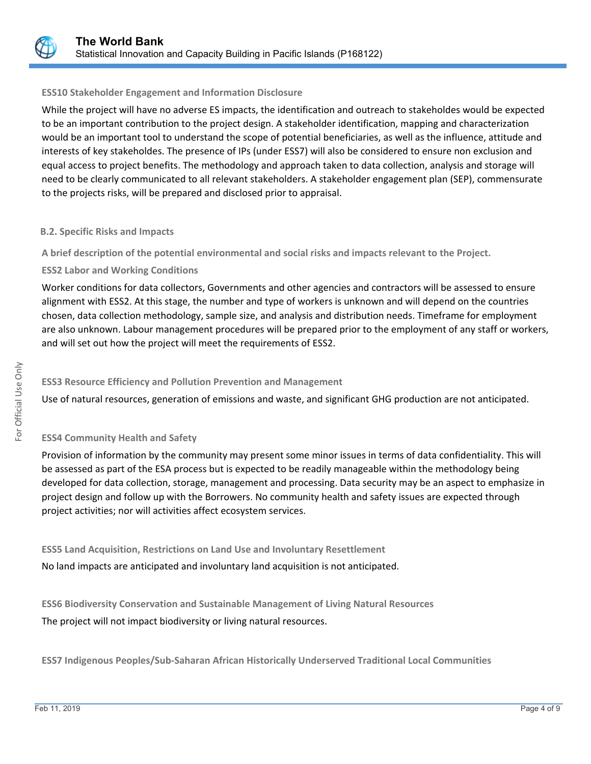### ESS10 Stakeholder Engagement and Information Disclosure

While the project will have no adverse ES impacts, the identification and outreach to stakeholdes would be expected to be an important contribution to the project design. A stakeholder identification, mapping and characterization would be an important tool to understand the scope of potential beneficiaries, as well as the influence, attitude and interests of key stakeholdes. The presence of IPs (under ESS7) will also be considered to ensure non exclusion and equal access to project benefits. The methodology and approach taken to data collection, analysis and storage will need to be clearly communicated to all relevant stakeholders. A stakeholder engagement plan (SEP), commensurate to the projects risks, will be prepared and disclosed prior to appraisal.

## B.2. Specific Risks and Impacts

**A brief description of the potential environmental and social risks and impacts relevant to the Project.**

### ESS2 Labor and Working Conditions

Worker conditions for data collectors, Governments and other agencies and contractors will be assessed to ensure alignment with ESS2. At this stage, the number and type of workers is unknown and will depend on the countries chosen, data collection methodology, sample size, and analysis and distribution needs. Timeframe for employment are also unknown. Labour management procedures will be prepared prior to the employment of any staff or workers, and will set out how the project will meet the requirements of ESS2.

### ESS3 Resource Efficiency and Pollution Prevention and Management

Use of natural resources, generation of emissions and waste, and significant GHG production are not anticipated.

### ESS4 Community Health and Safety

Provision of information by the community may present some minor issues in terms of data confidentiality. This will be assessed as part of the ESA process but is expected to be readily manageable within the methodology being developed for data collection, storage, management and processing. Data security may be an aspect to emphasize in project design and follow up with the Borrowers. No community health and safety issues are expected through project activities; nor will activities affect ecosystem services.

### ESS5 Land Acquisition, Restrictions on Land Use and Involuntary Resettlement

No land impacts are anticipated and involuntary land acquisition is not anticipated.

### ESS6 Biodiversity Conservation and Sustainable Management of Living Natural Resources

The project will not impact biodiversity or living natural resources.

### ESS7 Indigenous Peoples/Sub-Saharan African Historically Underserved Traditional Local Communities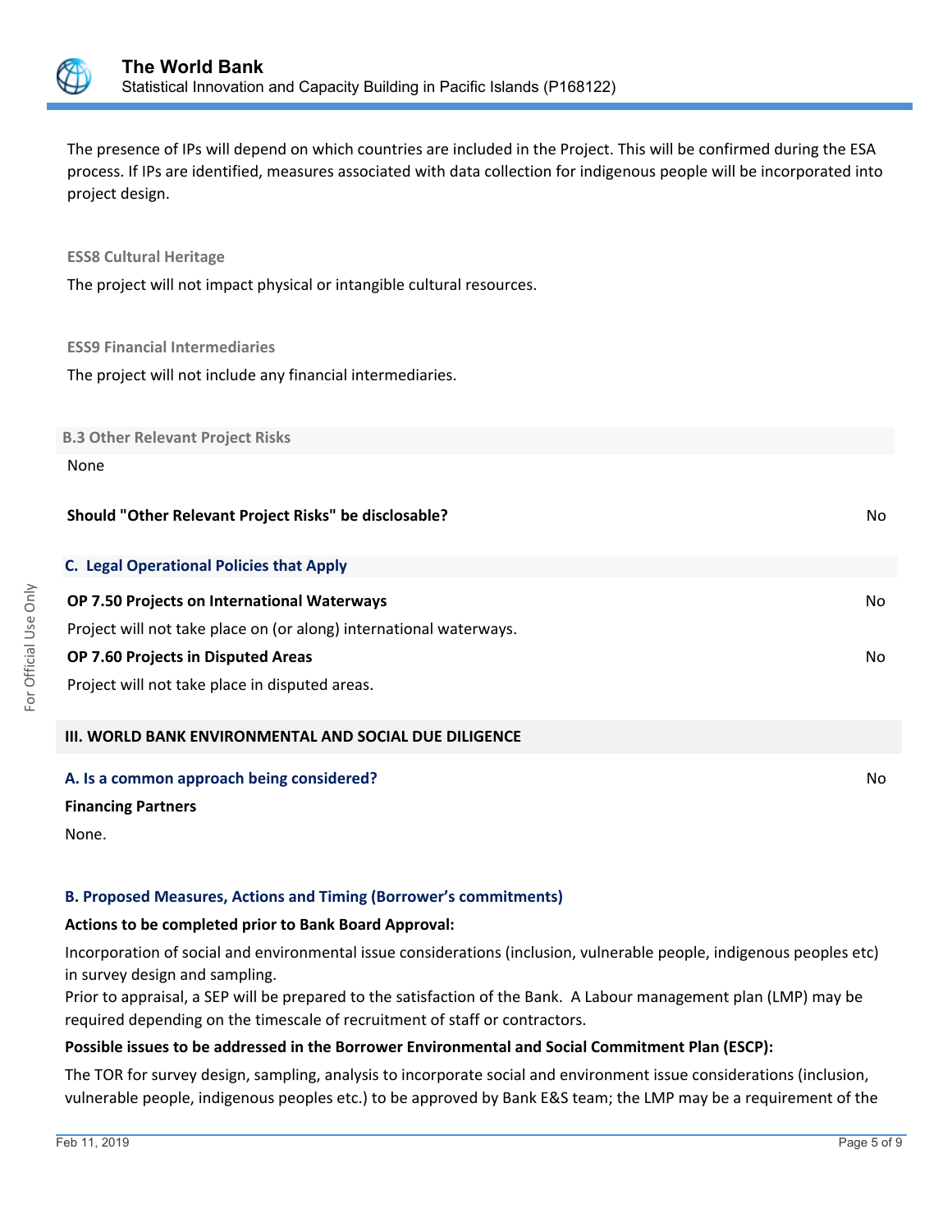The presence of IPs will depend on which countries are included in the Project. This will be confirmed during the ESA process. If IPs are identified, measures associated with data collection for indigenous people will be incorporated into project design.

**ESS8 Cultural Heritage**

The project will not impact physical or intangible cultural resources.

**ESS9 Financial Intermediaries**

The project will not include any financial intermediaries.

**B.3 Other Relevant Project Risks**

None

**Should "Other Relevant Project Risks" be disclosable?** No

## C. Legal Operational Policies that Apply

**OP 7.50 Projects on International Waterways** No

Project will not take place on (or along) international waterways.

**OP 7.60 Projects in Disputed Areas** No

Project will not take place in disputed areas.

## III. WORLD BANK ENVIRONMENTAL AND SOCIAL DUE DILIGENCE

### A. Is a common approach being considered? No

**Financing Partners**

None.

### B. Proposed Measures, Actions and Timing (Borrower's commitments)

**Actions to be completed prior to Bank Board Approval:**

Incorporation of social and environmental issue considerations (inclusion, vulnerable people, indigenous peoples etc) in survey design and sampling.

Prior to appraisal, a SEP will be prepared to the satisfaction of the Bank. A Labour management plan (LMP) may be required depending on the timescale of recruitment of staff or contractors.

**Possible issues to be addressed in the Borrower Environmental and Social Commitment Plan (ESCP):**

The TOR for survey design, sampling, analysis to incorporate social and environment issue considerations (inclusion, vulnerable people, indigenous peoples etc.) to be approved by Bank E&S team; the LMP may be a requirement of the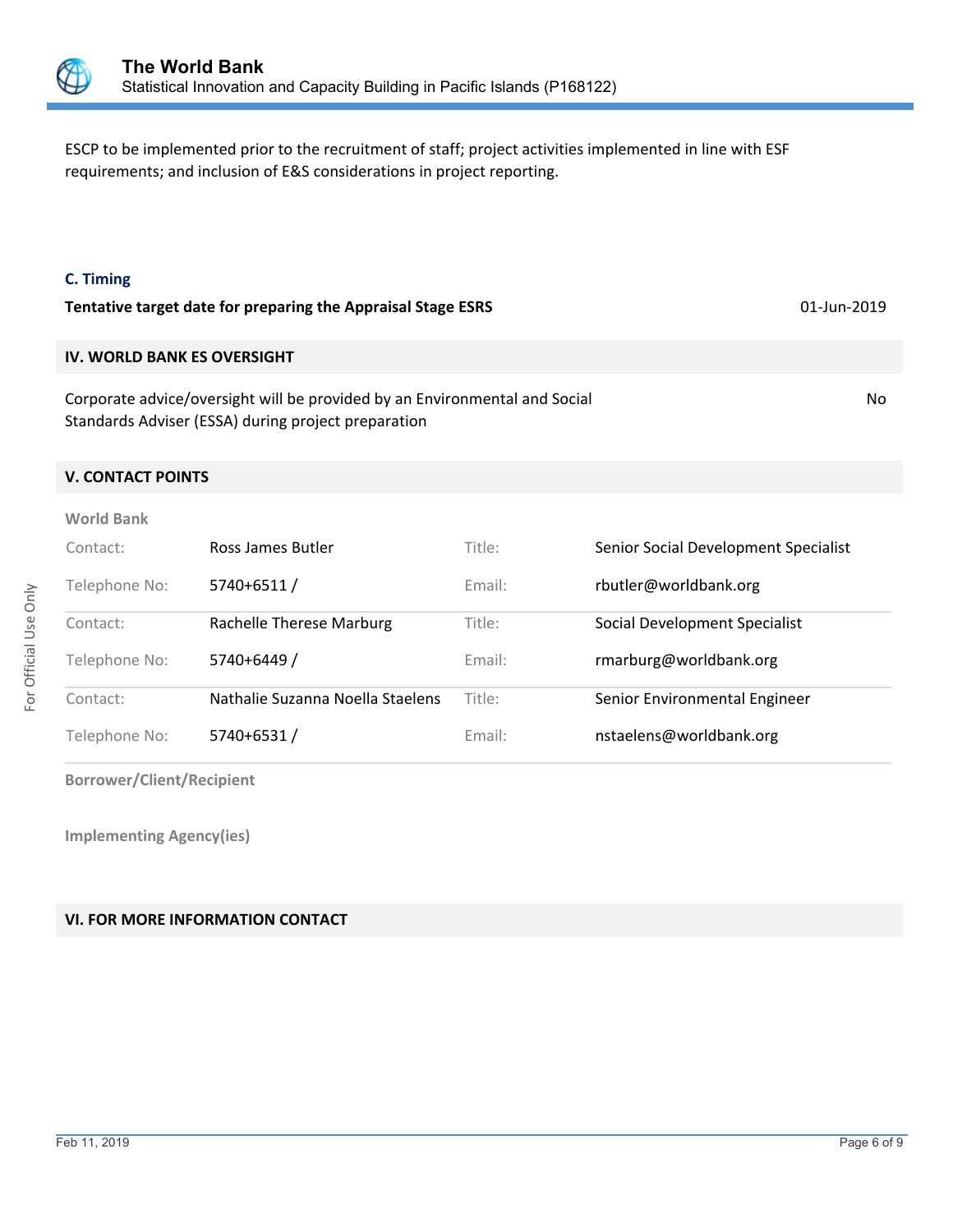ESCP to be implemented prior to the recruitment of staff; project activities implemented in line with ESF requirements; and inclusion of E&S considerations in project reporting.

### C. Timing

**Tentative target date for preparing the Appraisal Stage ESRS** 01-Jun-2019

## IV. WORLD BANK ES OVERSIGHT

Corporate advice/oversight will be provided by an Environmental and Social Standards Adviser (ESSA) during project preparation: No

## V. CONTACT POINTS

**World Bank**

| | | | |
|---|---|---|---|
| Contact: | Ross James Butler | Title: | Senior Social Development Specialist |
| Telephone No: | 5740+6511 / | Email: | rbutler@worldbank.org |
| Contact: | Rachelle Therese Marburg | Title: | Social Development Specialist |
| Telephone No: | 5740+6449 / | Email: | rmarburg@worldbank.org |
| Contact: | Nathalie Suzanna Noella Staelens | Title: | Senior Environmental Engineer |
| Telephone No: | 5740+6531 / | Email: | nstaelens@worldbank.org |

**Borrower/Client/Recipient**

**Implementing Agency(ies)**

## VI. FOR MORE INFORMATION CONTACT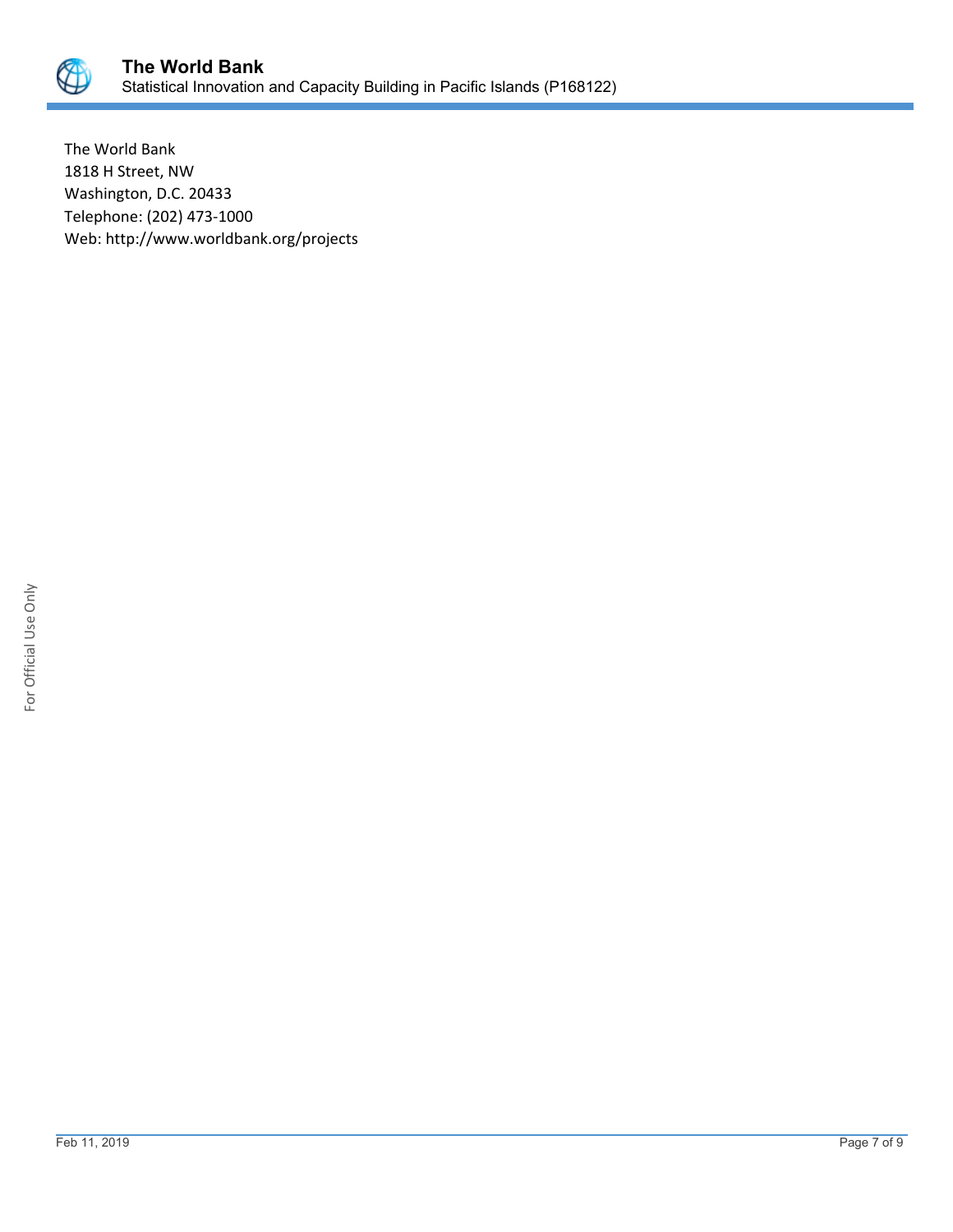The World Bank
1818 H Street, NW
Washington, D.C. 20433
Telephone: (202) 473-1000
Web: http://www.worldbank.org/projects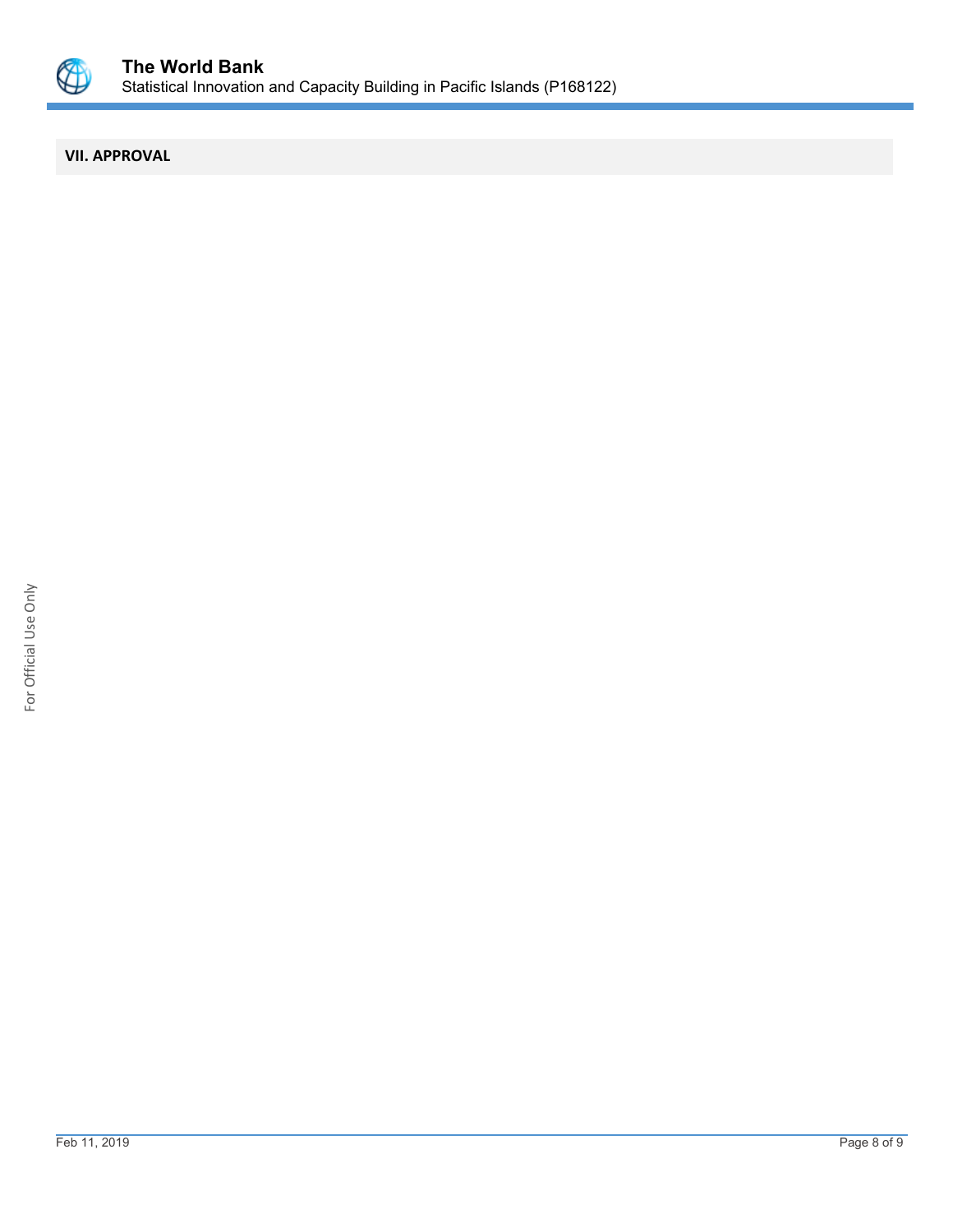## VII. APPROVAL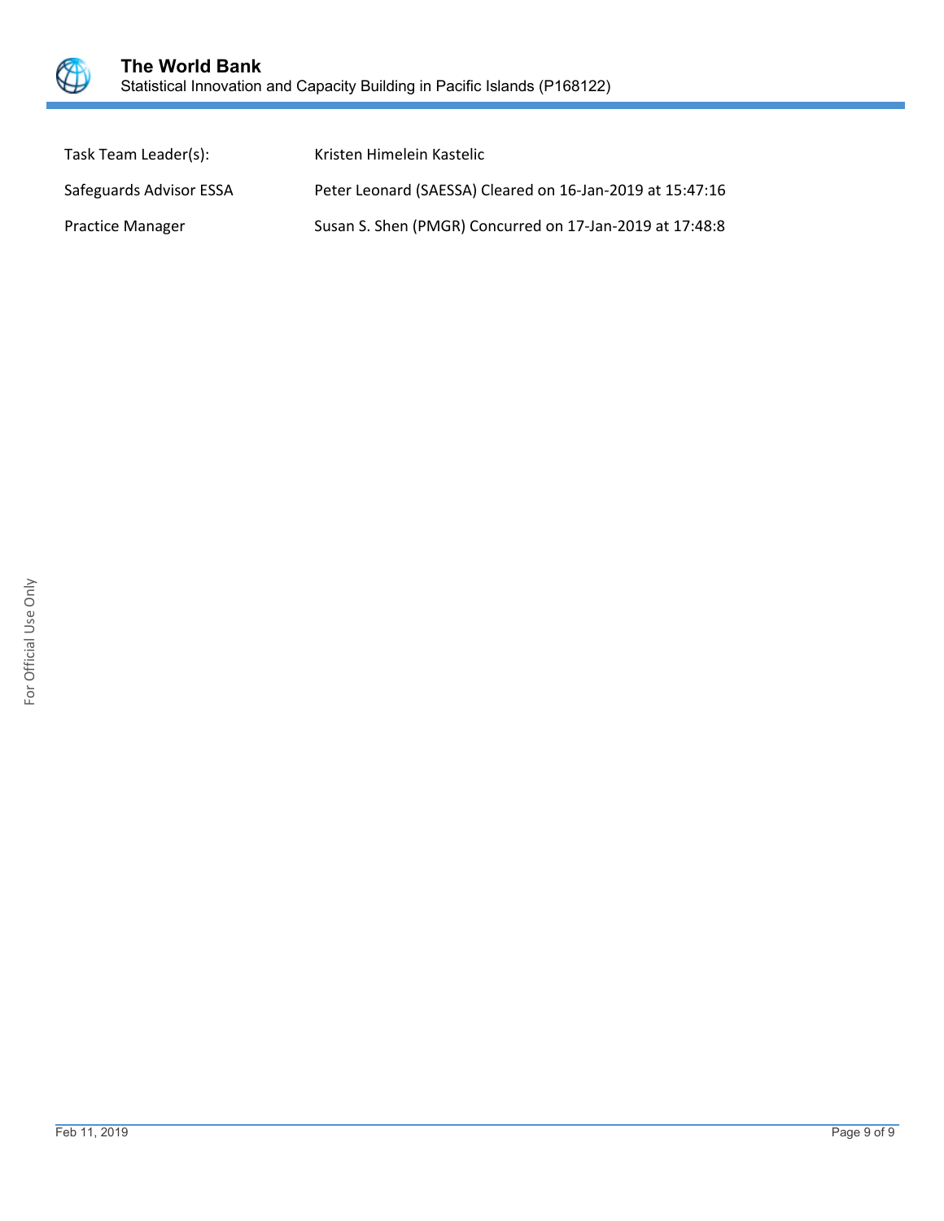| | |
|---|---|
| Task Team Leader(s): | Kristen Himelein Kastelic |
| Safeguards Advisor ESSA | Peter Leonard (SAESSA) Cleared on 16-Jan-2019 at 15:47:16 |
| Practice Manager | Susan S. Shen (PMGR) Concurred on 17-Jan-2019 at 17:48:8 |